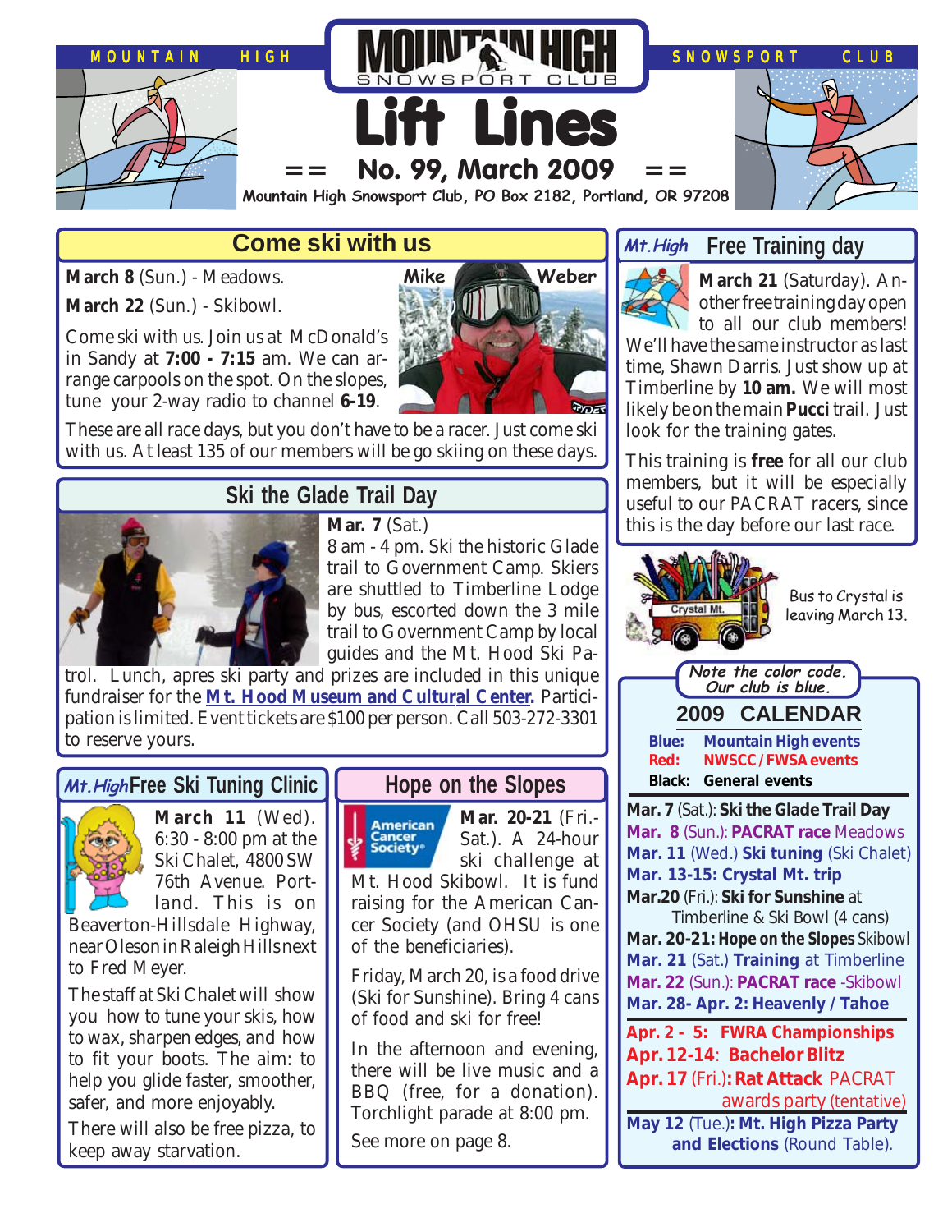MOUNTAIN HIGH SNOWSPORT CLUB

# Lift Lines

== No. 99, March 2009 ==

Mountain High Snowsport Club, PO Box 2182, Portland, OR 97208

## Come ski with us

**March 8** (Sun.) - Meadows.

**March 22** (Sun.) - Skibowl.

Mike Weber

Come ski with us. Join us at McDonald's in Sandy at **7:00 - 7:15** am. We can arrange carpools on the spot. On the slopes, tune your 2-way radio to channel **6-19**.

These are all race days, but you don't have to be a racer. Just come ski with us. At least 135 of our members will be go skiing on these days.

## Ski the Glade Trail Day

**Mar. 7** (Sat.)

8 am - 4 pm. Ski the historic Glade trail to Government Camp. Skiers are shuttled to Timberline Lodge by bus, escorted down the 3 mile trail to Government Camp by local guides and the Mt. Hood Ski Patrol. Lunch, apres ski party and prizes are included in this unique fundraiser for the **Mt. Hood Museum and Cultural Center.** Participation is limited. Event tickets are $100 per person. Call 503-272-3301 to reserve yours.

## *Mt.High* Free Ski Tuning Clinic

**March 11** (Wed). 6:30 - 8:00 pm at the Ski Chalet, 4800 SW 76th Avenue. Portland. This is on Beaverton-Hillsdale Highway, near Oleson in Raleigh Hills next to Fred Meyer.

The staff at Ski Chalet will show you how to tune your skis, how to wax, sharpen edges, and how to fit your boots. The aim: to help you glide faster, smoother, safer, and more enjoyably.

There will also be free pizza, to keep away starvation.

## Hope on the Slopes

American Cancer Society

**Mar. 20-21** (Fri.-Sat.). A 24-hour ski challenge at Mt. Hood Skibowl. It is fund raising for the American Cancer Society (and OHSU is one of the beneficiaries).

Friday, March 20, is a food drive (Ski for Sunshine). Bring 4 cans of food and ski for free!

In the afternoon and evening, there will be live music and a BBQ (free, for a donation). Torchlight parade at 8:00 pm.

See more on page 8.

## *Mt.High* Free Training day

**March 21** (Saturday). Another free training day open to all our club members! We'll have the same instructor as last time, Shawn Darris. Just show up at Timberline by **10 am.** We will most likely be on the main **Pucci** trail. Just look for the training gates.

This training is **free** for all our club members, but it will be especially useful to our PACRAT racers, since this is the day before our last race.

Bus to Crystal is leaving March 13.

## 2009 CALENDAR

*Note the color code. Our club is blue.*

**Blue:** Mountain High events
**Red:** NWSCC / FWSA events
**Black:** General events

- **Mar. 7** (Sat.): **Ski the Glade Trail Day**
- **Mar. 8** (Sun.): **PACRAT race** Meadows
- **Mar. 11** (Wed.) **Ski tuning** (Ski Chalet)
- **Mar. 13-15: Crystal Mt. trip**
- **Mar.20** (Fri.): **Ski for Sunshine** at Timberline & Ski Bowl (4 cans)
- **Mar. 20-21: Hope on the Slopes** Skibowl
- **Mar. 21** (Sat.) **Training** at Timberline
- **Mar. 22** (Sun.): **PACRAT race** -Skibowl
- **Mar. 28- Apr. 2: Heavenly / Tahoe**
- **Apr. 2 - 5: FWRA Championships**
- **Apr. 12-14**: **Bachelor Blitz**
- **Apr. 17** (Fri.)**: Rat Attack** PACRAT awards party (tentative)
- **May 12** (Tue.)**: Mt. High Pizza Party and Elections** (Round Table).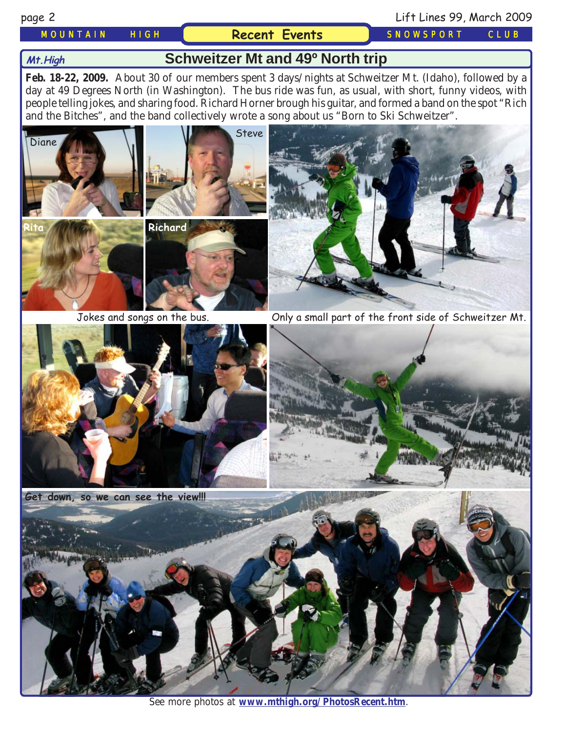## Schweitzer Mt and 49º North trip

**Feb. 18-22, 2009.** About 30 of our members spent 3 days/nights at Schweitzer Mt. (Idaho), followed by a day at 49 Degrees North (in Washington). The bus ride was fun, as usual, with short, funny videos, with people telling jokes, and sharing food. Richard Horner brough his guitar, and formed a band on the spot "Rich and the Bitches", and the band collectively wrote a song about us "Born to Ski Schweitzer".

Diane

Steve

Rita

Richard

Jokes and songs on the bus.

Only a small part of the front side of Schweitzer Mt.

Get down, so we can see the view!!!

See more photos at **www.mthigh.org/PhotosRecent.htm**.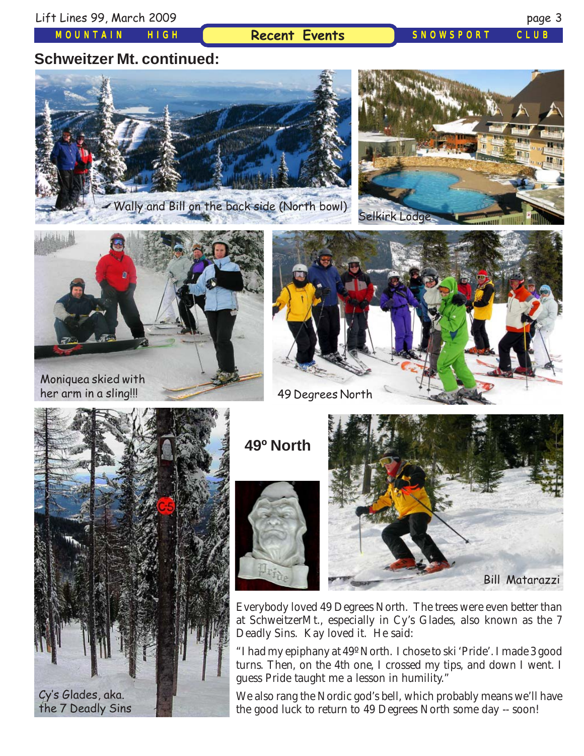## Schweitzer Mt. continued:

Wally and Bill on the back side (North bowl)

Selkirk Lodge

Moniquea skied with her arm in a sling!!!

49 Degrees North

Cy's Glades, aka. the 7 Deadly Sins

### 49º North

Bill Matarazzi

Everybody loved 49 Degrees North. The trees were even better than at SchweitzerMt., especially in Cy's Glades, also known as the 7 Deadly Sins. Kay loved it. He said:

"I had my epiphany at 49º North. I chose to ski 'Pride'. I made 3 good turns. Then, on the 4th one, I crossed my tips, and down I went. I guess Pride taught me a lesson in humility."

We also rang the Nordic god's bell, which probably means we'll have the good luck to return to 49 Degrees North some day -- soon!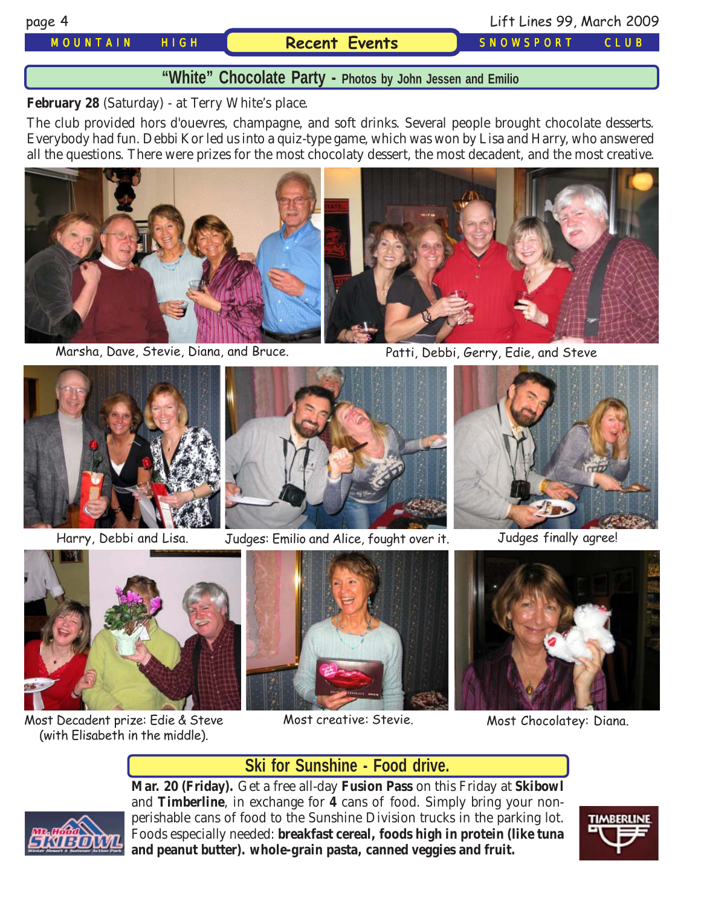## Recent Events

### "White" Chocolate Party - Photos by John Jessen and Emilio

**February 28** (Saturday) - at Terry White's place.

The club provided hors d'ouevres, champagne, and soft drinks. Several people brought chocolate desserts. Everybody had fun. Debbi Kor led us into a quiz-type game, which was won by Lisa and Harry, who answered all the questions. There were prizes for the most chocolaty dessert, the most decadent, and the most creative.

Marsha, Dave, Stevie, Diana, and Bruce.

Patti, Debbi, Gerry, Edie, and Steve

Harry, Debbi and Lisa.

Judges: Emilio and Alice, fought over it.

Judges finally agree!

Most Decadent prize: Edie & Steve (with Elisabeth in the middle).

Most creative: Stevie.

Most Chocolatey: Diana.

### Ski for Sunshine - Food drive.

**Mar. 20 (Friday).** Get a free all-day **Fusion Pass** on this Friday at **Skibowl** and **Timberline**, in exchange for **4** cans of food. Simply bring your non-perishable cans of food to the Sunshine Division trucks in the parking lot. Foods especially needed: **breakfast cereal, foods high in protein (like tuna and peanut butter). whole-grain pasta, canned veggies and fruit.**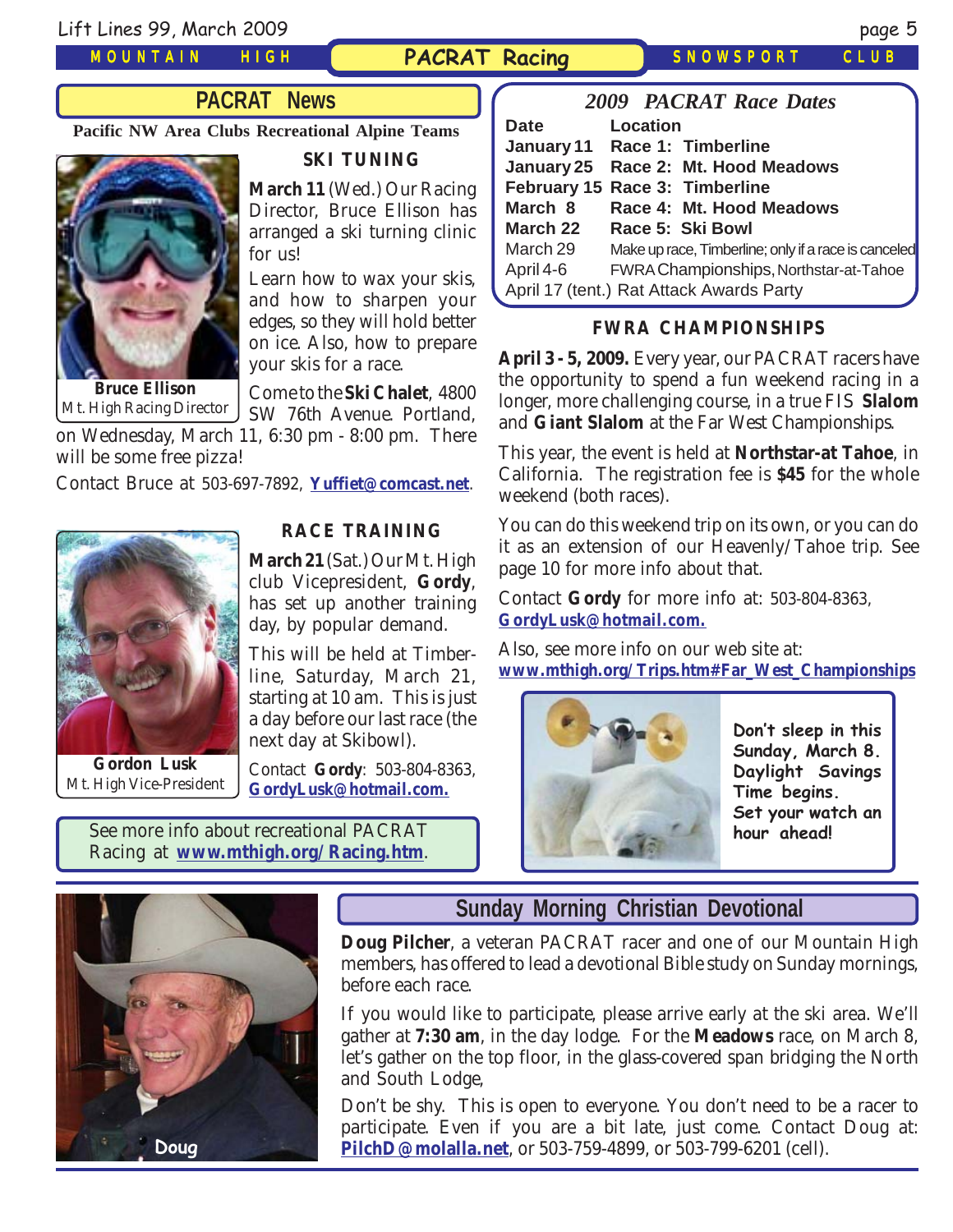# PACRAT News

**Pacific NW Area Clubs Recreational Alpine Teams**

Bruce Ellison
Mt. High Racing Director

### SKI TUNING

**March 11** (Wed.) Our Racing Director, Bruce Ellison has arranged a ski turning clinic for us!

Learn how to wax your skis, and how to sharpen your edges, so they will hold better on ice. Also, how to prepare your skis for a race.

Come to the **Ski Chalet**, 4800 SW 76th Avenue. Portland, on Wednesday, March 11, 6:30 pm - 8:00 pm. There will be some free pizza!

Contact Bruce at 503-697-7892, **Yuffiet@comcast.net**.

Gordon Lusk
Mt. High Vice-President

### RACE TRAINING

**March 21** (Sat.) Our Mt. High club Vicepresident, **Gordy**, has set up another training day, by popular demand.

This will be held at Timberline, Saturday, March 21, starting at 10 am. This is just a day before our last race (the next day at Skibowl).

Contact **Gordy**: 503-804-8363, **GordyLusk@hotmail.com.**

See more info about recreational PACRAT Racing at **www.mthigh.org/Racing.htm**.

## *2009 PACRAT Race Dates*

| Date | Location |
|---|---|
| **January 11** | **Race 1: Timberline** |
| **January 25** | **Race 2: Mt. Hood Meadows** |
| **February 15** | **Race 3: Timberline** |
| **March 8** | **Race 4: Mt. Hood Meadows** |
| **March 22** | **Race 5: Ski Bowl** |
| March 29 | Make up race, Timberline; only if a race is canceled |
| April 4-6 | FWRA Championships, Northstar-at-Tahoe |
| April 17 (tent.) | Rat Attack Awards Party |

### FWRA CHAMPIONSHIPS

**April 3 - 5, 2009.** Every year, our PACRAT racers have the opportunity to spend a fun weekend racing in a longer, more challenging course, in a true FIS **Slalom** and **Giant Slalom** at the Far West Championships.

This year, the event is held at **Northstar-at Tahoe**, in California. The registration fee is **$45** for the whole weekend (both races).

You can do this weekend trip on its own, or you can do it as an extension of our Heavenly/Tahoe trip. See page 10 for more info about that.

Contact **Gordy** for more info at: 503-804-8363, **GordyLusk@hotmail.com.**

Also, see more info on our web site at: **www.mthigh.org/Trips.htm#Far_West_Championships**

**Don't sleep in this Sunday, March 8. Daylight Savings Time begins. Set your watch an hour ahead!**

## Sunday Morning Christian Devotional

Doug

**Doug Pilcher**, a veteran PACRAT racer and one of our Mountain High members, has offered to lead a devotional Bible study on Sunday mornings, before each race.

If you would like to participate, please arrive early at the ski area. We'll gather at **7:30 am**, in the day lodge. For the **Meadows** race, on March 8, let's gather on the top floor, in the glass-covered span bridging the North and South Lodge,

Don't be shy. This is open to everyone. You don't need to be a racer to participate. Even if you are a bit late, just come. Contact Doug at: **PilchD@molalla.net**, or 503-759-4899, or 503-799-6201 (cell).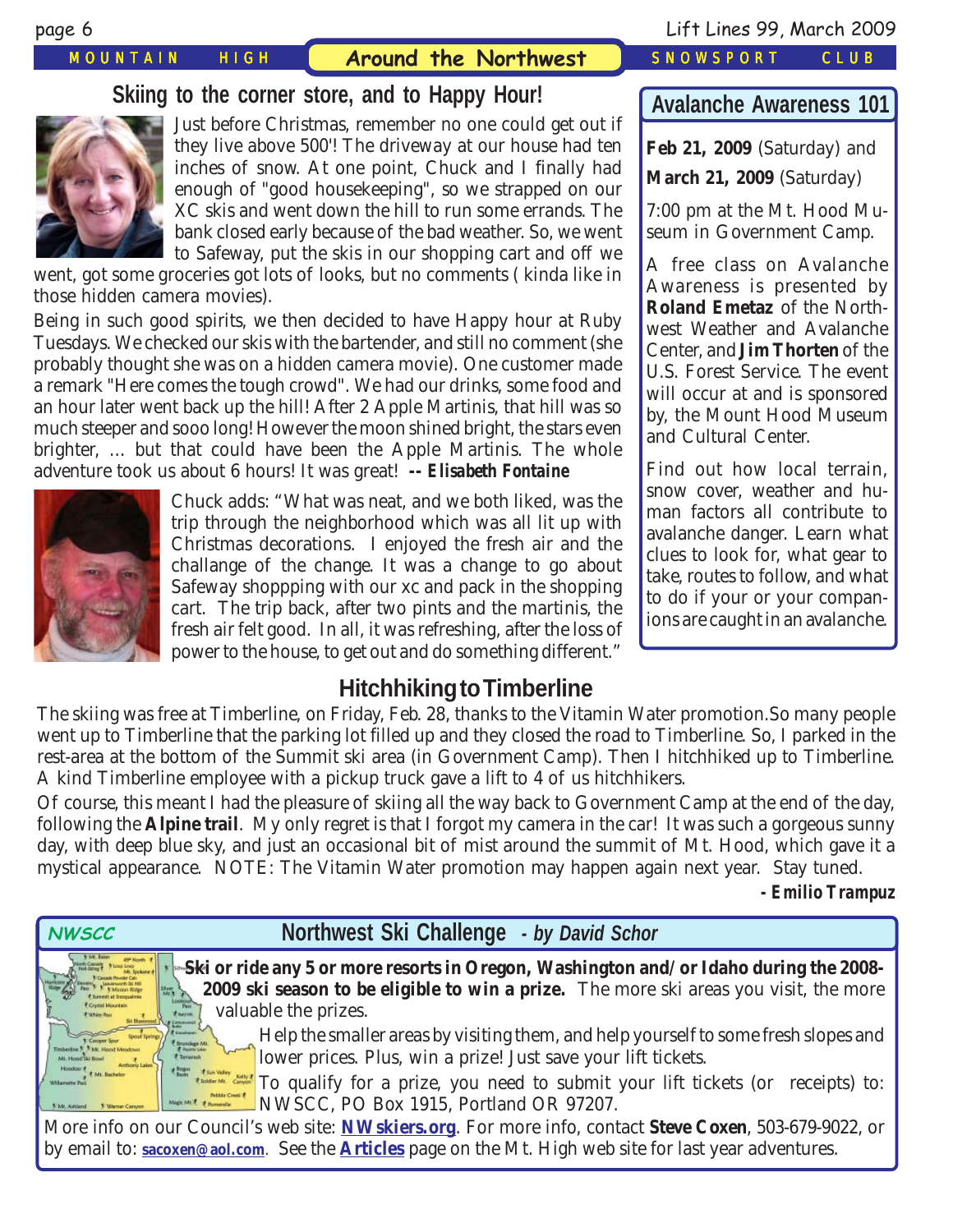## Around the Northwest

### Skiing to the corner store, and to Happy Hour!

Just before Christmas, remember no one could get out if they live above 500'! The driveway at our house had ten inches of snow. At one point, Chuck and I finally had enough of "good housekeeping", so we strapped on our XC skis and went down the hill to run some errands. The bank closed early because of the bad weather. So, we went to Safeway, put the skis in our shopping cart and off we went, got some groceries got lots of looks, but no comments ( kinda like in those hidden camera movies).

Being in such good spirits, we then decided to have Happy hour at Ruby Tuesdays. We checked our skis with the bartender, and still no comment (she probably thought she was on a hidden camera movie). One customer made a remark "Here comes the tough crowd". We had our drinks, some food and an hour later went back up the hill! After 2 Apple Martinis, that hill was so much steeper and sooo long! However the moon shined bright, the stars even brighter, ... but that could have been the Apple Martinis. The whole adventure took us about 6 hours! It was great! ***-- Elisabeth Fontaine***

Chuck adds: "What was neat, and we both liked, was the trip through the neighborhood which was all lit up with Christmas decorations. I enjoyed the fresh air and the challange of the change. It was a change to go about Safeway shoppping with our xc and pack in the shopping cart. The trip back, after two pints and the martinis, the fresh air felt good. In all, it was refreshing, after the loss of power to the house, to get out and do something different."

### Avalanche Awareness 101

**Feb 21, 2009** (Saturday) and

**March 21, 2009** (Saturday)

7:00 pm at the Mt. Hood Museum in Government Camp.

A free class on Avalanche Awareness is presented by **Roland Emetaz** of the Northwest Weather and Avalanche Center, and **Jim Thorten** of the U.S. Forest Service. The event will occur at and is sponsored by, the Mount Hood Museum and Cultural Center.

Find out how local terrain, snow cover, weather and human factors all contribute to avalanche danger. Learn what clues to look for, what gear to take, routes to follow, and what to do if your or your companions are caught in an avalanche.

### Hitchhiking to Timberline

The skiing was free at Timberline, on Friday, Feb. 28, thanks to the Vitamin Water promotion.So many people went up to Timberline that the parking lot filled up and they closed the road to Timberline. So, I parked in the rest-area at the bottom of the Summit ski area (in Government Camp). Then I hitchhiked up to Timberline. A kind Timberline employee with a pickup truck gave a lift to 4 of us hitchhikers.

Of course, this meant I had the pleasure of skiing all the way back to Government Camp at the end of the day, following the **Alpine trail**. My only regret is that I forgot my camera in the car! It was such a gorgeous sunny day, with deep blue sky, and just an occasional bit of mist around the summit of Mt. Hood, which gave it a mystical appearance. NOTE: The Vitamin Water promotion may happen again next year. Stay tuned.

***- Emilio Trampuz***

### NWSCC — Northwest Ski Challenge *- by David Schor*

**Ski or ride any 5 or more resorts in Oregon, Washington and/or Idaho during the 2008-2009 ski season to be eligible to win a prize.** The more ski areas you visit, the more valuable the prizes.

Help the smaller areas by visiting them, and help yourself to some fresh slopes and lower prices. Plus, win a prize! Just save your lift tickets.

To qualify for a prize, you need to submit your lift tickets (or receipts) to: NWSCC, PO Box 1915, Portland OR 97207.

More info on our Council's web site: **NWskiers.org**. For more info, contact **Steve Coxen**, 503-679-9022, or by email to: **sacoxen@aol.com**. See the **Articles** page on the Mt. High web site for last year adventures.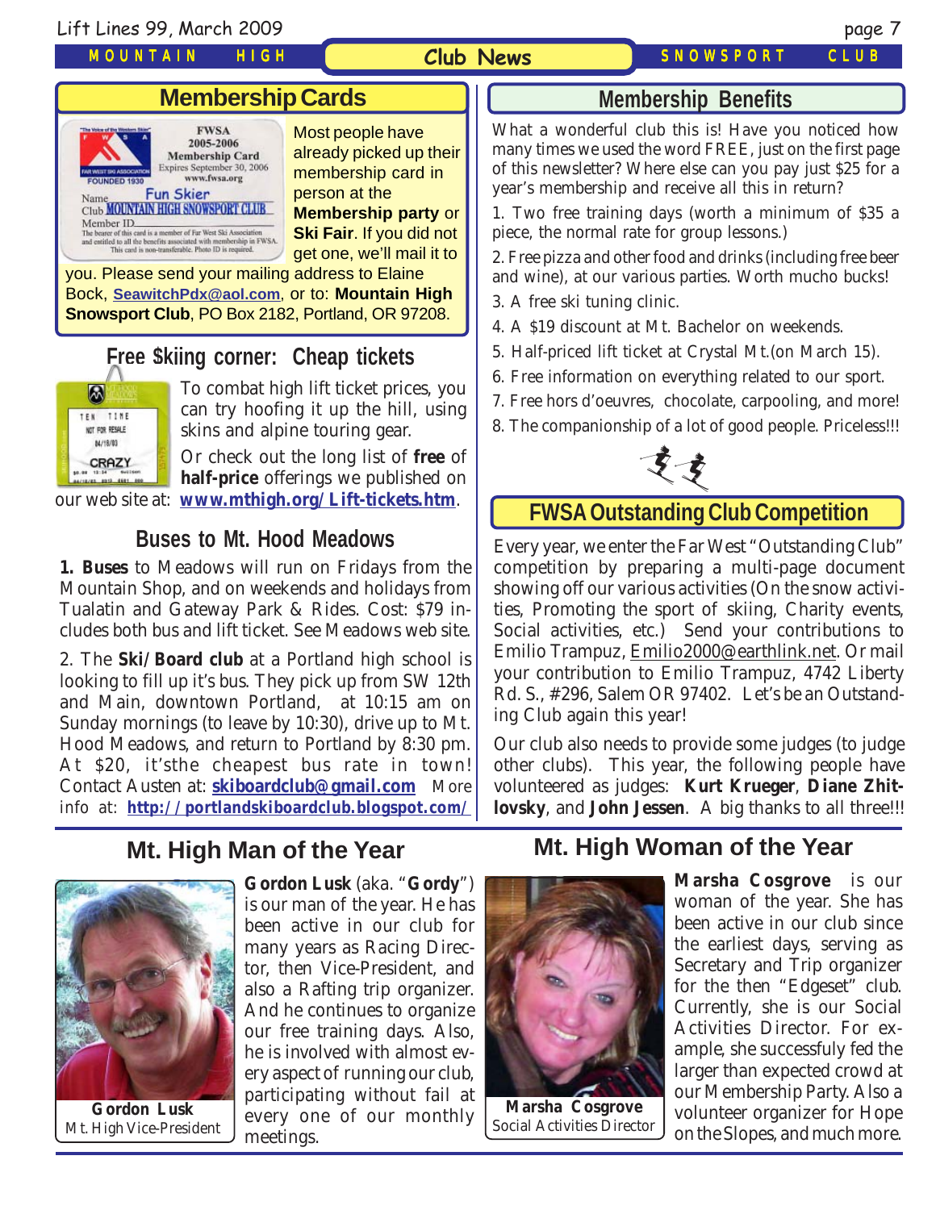## Membership Cards

Most people have already picked up their membership card in person at the **Membership party** or **Ski Fair**. If you did not get one, we'll mail it to you. Please send your mailing address to Elaine Bock, **SeawitchPdx@aol.com**, or to: **Mountain High Snowsport Club**, PO Box 2182, Portland, OR 97208.

## Free $kiing corner: Cheap tickets

To combat high lift ticket prices, you can try hoofing it up the hill, using skins and alpine touring gear.

Or check out the long list of **free** or **half-price** offerings we published on our web site at: **www.mthigh.org/Lift-tickets.htm**.

## Buses to Mt. Hood Meadows

**1. Buses** to Meadows will run on Fridays from the Mountain Shop, and on weekends and holidays from Tualatin and Gateway Park & Rides. Cost: $79 includes both bus and lift ticket. See Meadows web site.

2. The **Ski/Board club** at a Portland high school is looking to fill up it's bus. They pick up from SW 12th and Main, downtown Portland, at 10:15 am on Sunday mornings (to leave by 10:30), drive up to Mt. Hood Meadows, and return to Portland by 8:30 pm. At $20, it'sthe cheapest bus rate in town! Contact Austen at: **skiboardclub@gmail.com** More info at: **http://portlandskiboardclub.blogspot.com/**

## Membership Benefits

What a wonderful club this is! Have you noticed how many times we used the word FREE, just on the first page of this newsletter? Where else can you pay just $25 for a year's membership and receive all this in return?

1. Two free training days (worth a minimum of $35 a piece, the normal rate for group lessons.)
2. Free pizza and other food and drinks (including free beer and wine), at our various parties. Worth mucho bucks!
3. A free ski tuning clinic.
4. A $19 discount at Mt. Bachelor on weekends.
5. Half-priced lift ticket at Crystal Mt.(on March 15).
6. Free information on everything related to our sport.
7. Free hors d'oeuvres, chocolate, carpooling, and more!
8. The companionship of a lot of good people. Priceless!!!

## FWSA Outstanding Club Competition

Every year, we enter the Far West "Outstanding Club" competition by preparing a multi-page document showing off our various activities (On the snow activities, Promoting the sport of skiing, Charity events, Social activities, etc.) Send your contributions to Emilio Trampuz, Emilio2000@earthlink.net. Or mail your contribution to Emilio Trampuz, 4742 Liberty Rd. S., #296, Salem OR 97402. Let's be an Outstanding Club again this year!

Our club also needs to provide some judges (to judge other clubs). This year, the following people have volunteered as judges: **Kurt Krueger**, **Diane Zhitlovsky**, and **John Jessen**. A big thanks to all three!!!

## Mt. High Man of the Year

**Gordon Lusk**
Mt. High Vice-President

**Gordon Lusk** (aka. "**Gordy**") is our man of the year. He has been active in our club for many years as Racing Director, then Vice-President, and also a Rafting trip organizer. And he continues to organize our free training days. Also, he is involved with almost every aspect of running our club, participating without fail at every one of our monthly meetings.

## Mt. High Woman of the Year

**Marsha Cosgrove**
Social Activities Director

**Marsha Cosgrove** is our woman of the year. She has been active in our club since the earliest days, serving as Secretary and Trip organizer for the then "Edgeset" club. Currently, she is our Social Activities Director. For example, she successfully fed the larger than expected crowd at our Membership Party. Also a volunteer organizer for Hope on the Slopes, and much more.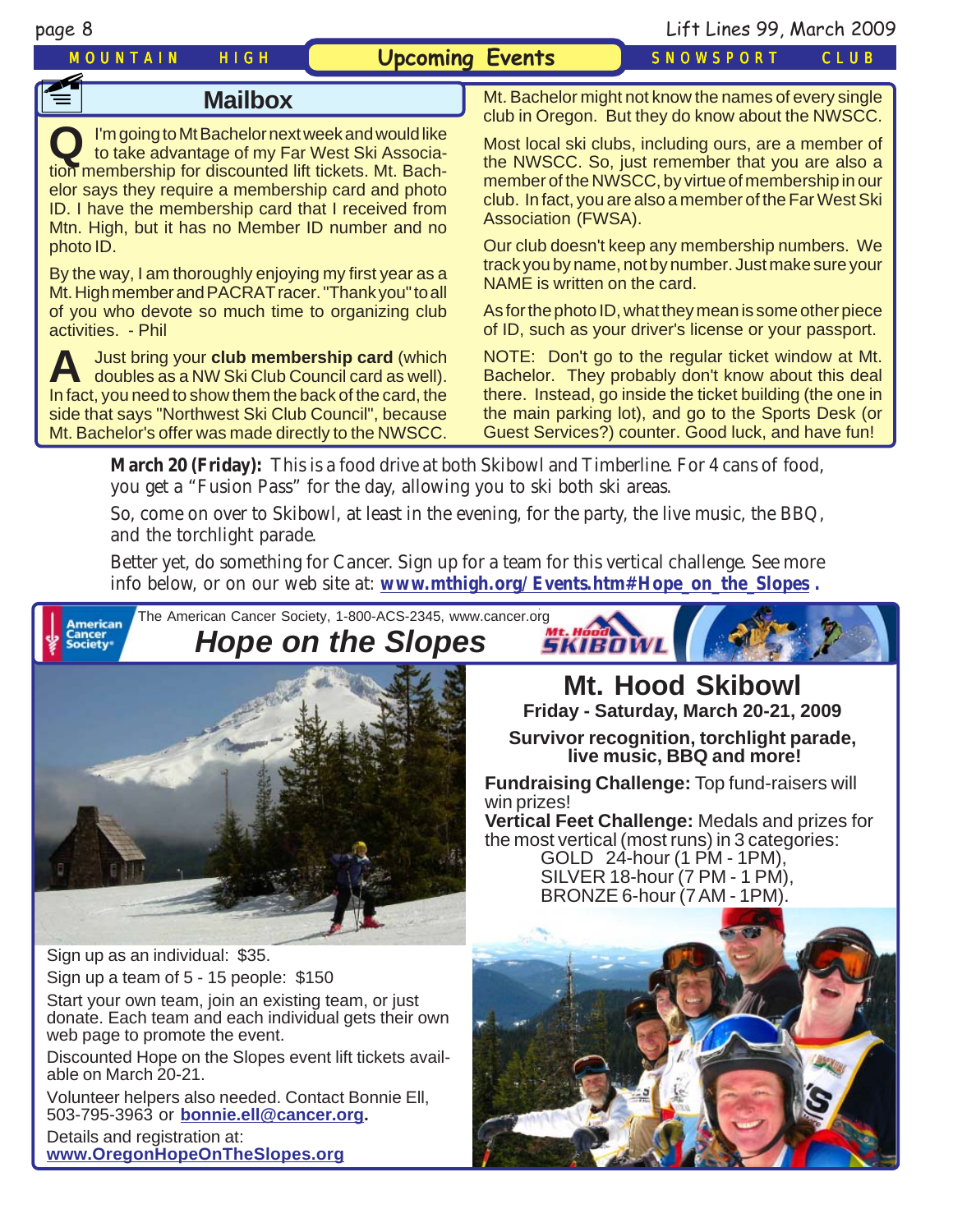## Upcoming Events

### Mailbox

**Q** I'm going to Mt Bachelor next week and would like to take advantage of my Far West Ski Association membership for discounted lift tickets. Mt. Bachelor says they require a membership card and photo ID. I have the membership card that I received from Mtn. High, but it has no Member ID number and no photo ID.

By the way, I am thoroughly enjoying my first year as a Mt. High member and PACRAT racer. "Thank you" to all of you who devote so much time to organizing club activities. - Phil

**A** Just bring your **club membership card** (which doubles as a NW Ski Club Council card as well). In fact, you need to show them the back of the card, the side that says "Northwest Ski Club Council", because Mt. Bachelor's offer was made directly to the NWSCC. Mt. Bachelor might not know the names of every single club in Oregon. But they do know about the NWSCC.

Most local ski clubs, including ours, are a member of the NWSCC. So, just remember that you are also a member of the NWSCC, by virtue of membership in our club. In fact, you are also a member of the Far West Ski Association (FWSA).

Our club doesn't keep any membership numbers. We track you by name, not by number. Just make sure your NAME is written on the card.

As for the photo ID, what they mean is some other piece of ID, such as your driver's license or your passport.

NOTE: Don't go to the regular ticket window at Mt. Bachelor. They probably don't know about this deal there. Instead, go inside the ticket building (the one in the main parking lot), and go to the Sports Desk (or Guest Services?) counter. Good luck, and have fun!

**March 20 (Friday):** This is a food drive at both Skibowl and Timberline. For 4 cans of food, you get a "Fusion Pass" for the day, allowing you to ski both ski areas.

So, come on over to Skibowl, at least in the evening, for the party, the live music, the BBQ, and the torchlight parade.

Better yet, do something for Cancer. Sign up for a team for this vertical challenge. See more info below, or on our web site at: **www.mthigh.org/Events.htm#Hope_on_the_Slopes** .

American Cancer Society

The American Cancer Society, 1-800-ACS-2345, www.cancer.org

## *Hope on the Slopes*

Mt. Hood SKIBOWL

## Mt. Hood Skibowl

**Friday - Saturday, March 20-21, 2009**

**Survivor recognition, torchlight parade, live music, BBQ and more!**

**Fundraising Challenge:** Top fund-raisers will win prizes!

**Vertical Feet Challenge:** Medals and prizes for the most vertical (most runs) in 3 categories:

GOLD 24-hour (1 PM - 1PM),
SILVER 18-hour (7 PM - 1 PM),
BRONZE 6-hour (7 AM - 1PM).

Sign up as an individual: $35.

Sign up a team of 5 - 15 people: $150

Start your own team, join an existing team, or just donate. Each team and each individual gets their own web page to promote the event.

Discounted Hope on the Slopes event lift tickets available on March 20-21.

Volunteer helpers also needed. Contact Bonnie Ell, 503-795-3963 or **bonnie.ell@cancer.org**.

Details and registration at:
**www.OregonHopeOnTheSlopes.org**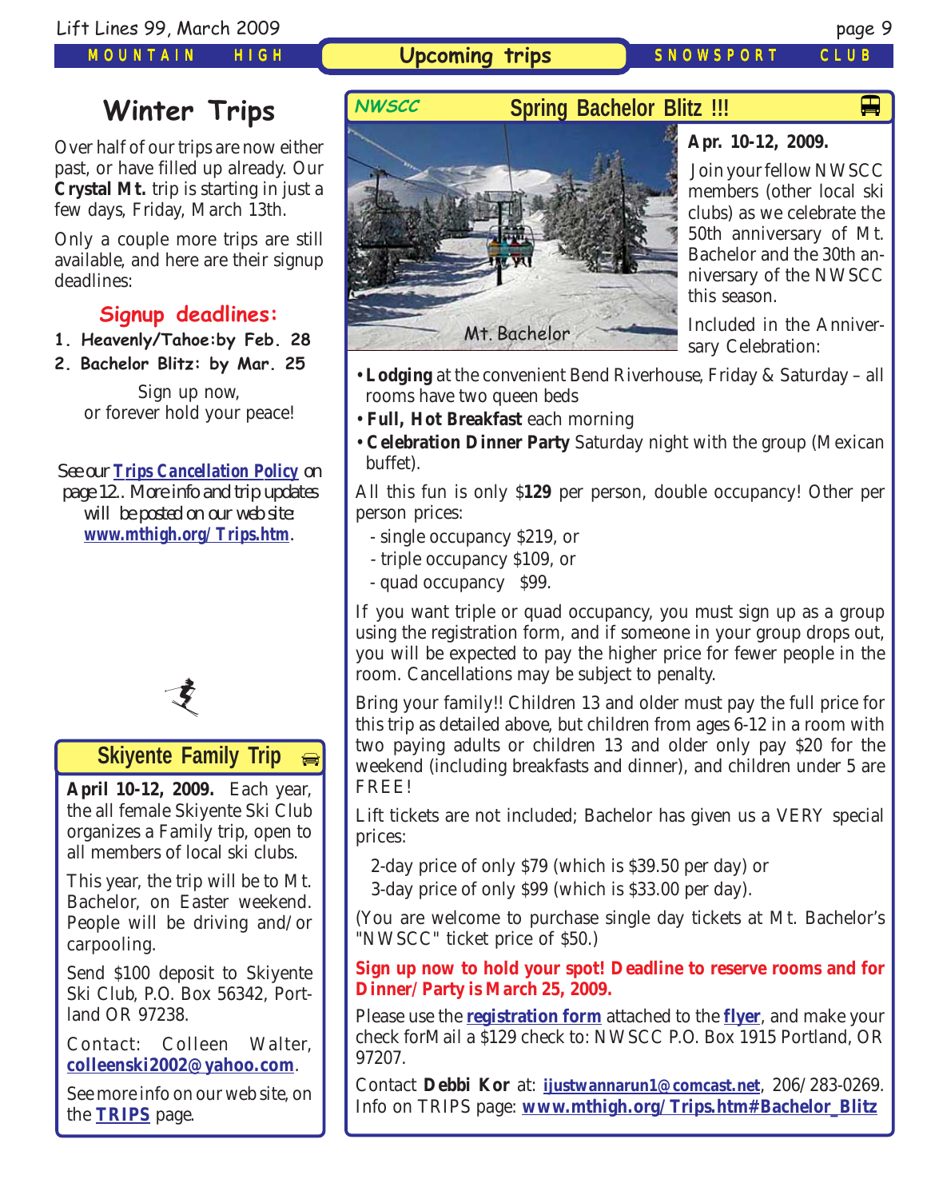# Upcoming trips

## Winter Trips

Over half of our trips are now either past, or have filled up already. Our **Crystal Mt.** trip is starting in just a few days, Friday, March 13th.

Only a couple more trips are still available, and here are their signup deadlines:

### Signup deadlines:

1. **Heavenly/Tahoe: by Feb. 28**
2. **Bachelor Blitz: by Mar. 25**

Sign up now,
or forever hold your peace!

*See our **Trips Cancellation Policy** on page 12.. More info and trip updates will be posted on our web site: **www.mthigh.org/Trips.htm**.*

## Skiyente Family Trip

**April 10-12, 2009.** Each year, the all female Skiyente Ski Club organizes a Family trip, open to all members of local ski clubs.

This year, the trip will be to Mt. Bachelor, on Easter weekend. People will be driving and/or carpooling.

Send $100 deposit to Skiyente Ski Club, P.O. Box 56342, Portland OR 97238.

Contact: Colleen Walter, **colleenski2002@yahoo.com**.

See more info on our web site, on the **TRIPS** page.

## NWSCC Spring Bachelor Blitz !!!

Mt. Bachelor

**Apr. 10-12, 2009.**

Join your fellow NWSCC members (other local ski clubs) as we celebrate the 50th anniversary of Mt. Bachelor and the 30th anniversary of the NWSCC this season.

Included in the Anniversary Celebration:

- **Lodging** at the convenient Bend Riverhouse, Friday & Saturday – all rooms have two queen beds
- **Full, Hot Breakfast** each morning
- **Celebration Dinner Party** Saturday night with the group (Mexican buffet).

All this fun is only $**129** per person, double occupancy! Other per person prices:

- single occupancy $219, or
- triple occupancy $109, or
- quad occupancy $99.

If you want triple or quad occupancy, you must sign up as a group using the registration form, and if someone in your group drops out, you will be expected to pay the higher price for fewer people in the room. Cancellations may be subject to penalty.

Bring your family!! Children 13 and older must pay the full price for this trip as detailed above, but children from ages 6-12 in a room with two paying adults or children 13 and older only pay $20 for the weekend (including breakfasts and dinner), and children under 5 are FREE!

Lift tickets are not included; Bachelor has given us a VERY special prices:

2-day price of only $79 (which is $39.50 per day) or
3-day price of only $99 (which is $33.00 per day).

(You are welcome to purchase single day tickets at Mt. Bachelor's "NWSCC" ticket price of $50.)

**Sign up now to hold your spot! Deadline to reserve rooms and for Dinner/Party is March 25, 2009.**

Please use the **registration form** attached to the **flyer**, and make your check forMail a $129 check to: NWSCC P.O. Box 1915 Portland, OR 97207.

Contact **Debbi Kor** at: **ijustwannarun1@comcast.net**, 206/283-0269. Info on TRIPS page: **www.mthigh.org/Trips.htm#Bachelor_Blitz**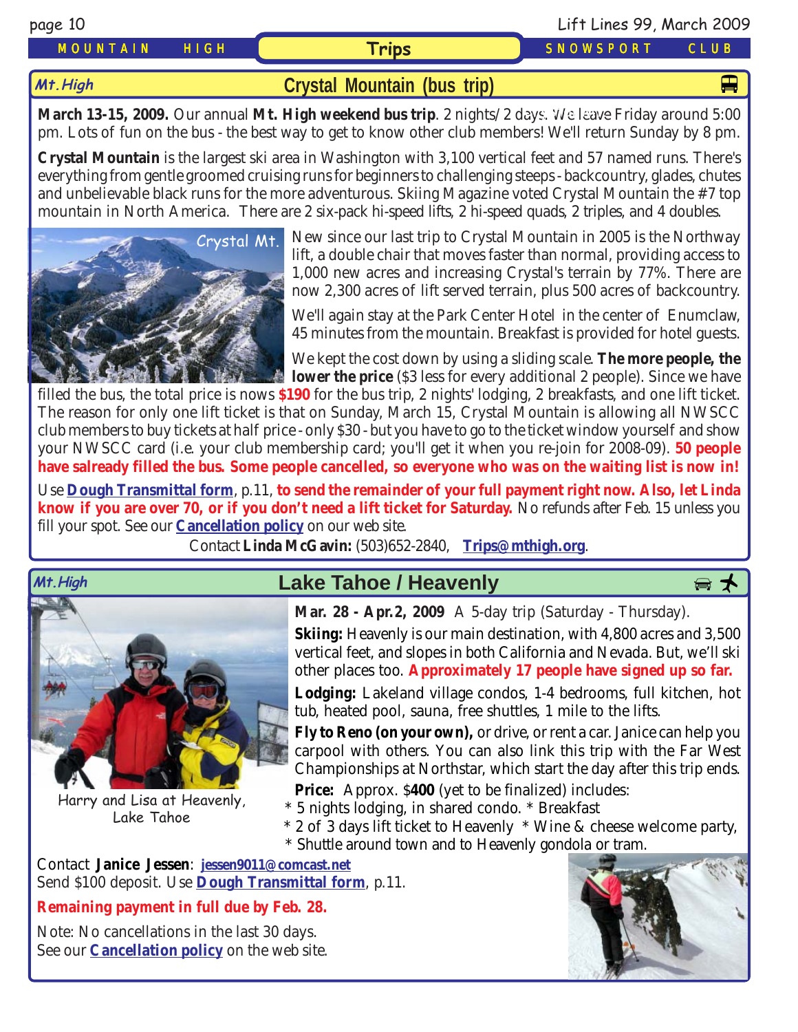MOUNTAIN HIGH | **Trips** | SNOWSPORT CLUB

## Mt. High — Crystal Mountain (bus trip)

**March 13-15, 2009.** Our annual **Mt. High weekend bus trip**. 2 nights/ 2 days. We leave Friday around 5:00 pm. Lots of fun on the bus - the best way to get to know other club members! We'll return Sunday by 8 pm.

**Crystal Mountain** is the largest ski area in Washington with 3,100 vertical feet and 57 named runs. There's everything from gentle groomed cruising runs for beginners to challenging steeps - backcountry, glades, chutes and unbelievable black runs for the more adventurous. Skiing Magazine voted Crystal Mountain the #7 top mountain in North America. There are 2 six-pack hi-speed lifts, 2 hi-speed quads, 2 triples, and 4 doubles.

Crystal Mt.

New since our last trip to Crystal Mountain in 2005 is the Northway lift, a double chair that moves faster than normal, providing access to 1,000 new acres and increasing Crystal's terrain by 77%. There are now 2,300 acres of lift served terrain, plus 500 acres of backcountry.

We'll again stay at the Park Center Hotel in the center of Enumclaw, 45 minutes from the mountain. Breakfast is provided for hotel guests.

We kept the cost down by using a sliding scale. **The more people, the lower the price** ($3 less for every additional 2 people). Since we have filled the bus, the total price is nows **$190** for the bus trip, 2 nights' lodging, 2 breakfasts, and one lift ticket. The reason for only one lift ticket is that on Sunday, March 15, Crystal Mountain is allowing all NWSCC club members to buy tickets at half price - only $30 - but you have to go to the ticket window yourself and show your NWSCC card (i.e. your club membership card; you'll get it when you re-join for 2008-09). **50 people have salready filled the bus. Some people cancelled, so everyone who was on the waiting list is now in!**

Use **Dough Transmittal form**, p.11, **to send the remainder of your full payment right now. Also, let Linda know if you are over 70, or if you don't need a lift ticket for Saturday.** No refunds after Feb. 15 unless you fill your spot. See our **Cancellation policy** on our web site.

Contact **Linda McGavin:** (503)652-2840, **Trips@mthigh.org**.

## Mt. High — Lake Tahoe / Heavenly

**Mar. 28 - Apr.2, 2009** A 5-day trip (Saturday - Thursday).

**Skiing:** Heavenly is our main destination, with 4,800 acres and 3,500 vertical feet, and slopes in both California and Nevada. But, we'll ski other places too. **Approximately 17 people have signed up so far.**

**Lodging:** Lakeland village condos, 1-4 bedrooms, full kitchen, hot tub, heated pool, sauna, free shuttles, 1 mile to the lifts.

**Fly to Reno (on your own),** or drive, or rent a car. Janice can help you carpool with others. You can also link this trip with the Far West Championships at Northstar, which start the day after this trip ends.

**Price:** Approx. $**400** (yet to be finalized) includes:
* 5 nights lodging, in shared condo. * Breakfast
* 2 of 3 days lift ticket to Heavenly * Wine & cheese welcome party,
* Shuttle around town and to Heavenly gondola or tram.

Harry and Lisa at Heavenly, Lake Tahoe

Contact **Janice Jessen**: **jessen9011@comcast.net**
Send $100 deposit. Use **Dough Transmittal form**, p.11.

**Remaining payment in full due by Feb. 28.**

Note: No cancellations in the last 30 days.
See our **Cancellation policy** on the web site.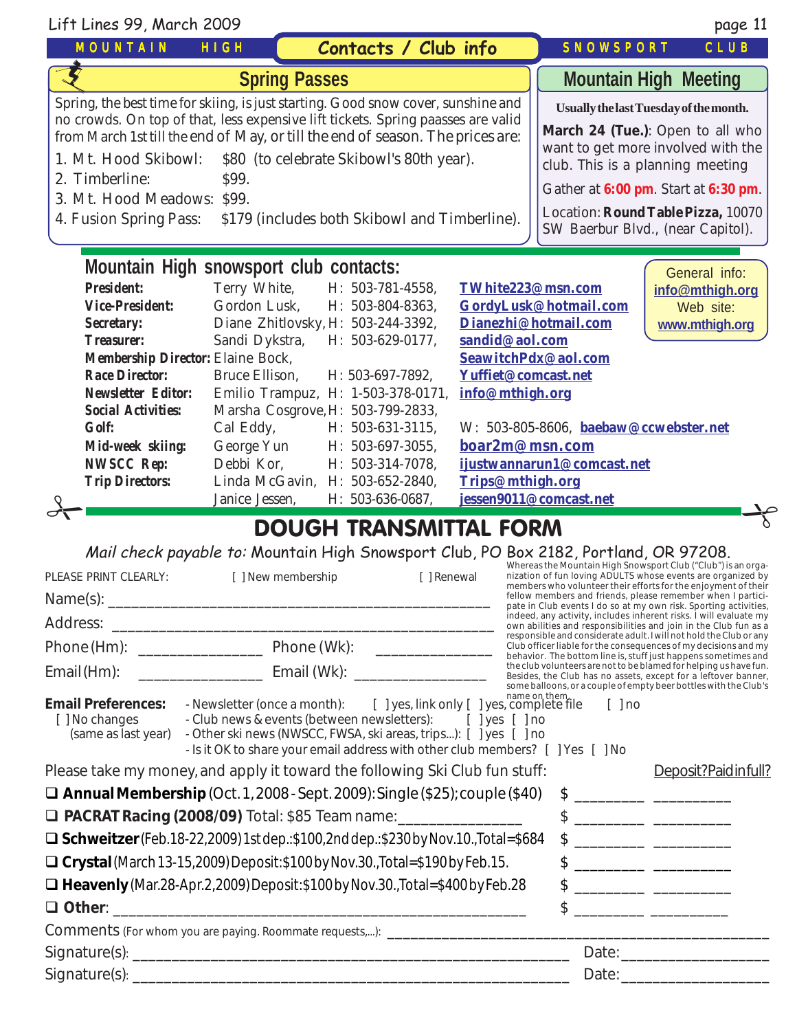## Contacts / Club info

## Spring Passes

Spring, the best time for skiing, is just starting. Good snow cover, sunshine and no crowds. On top of that, less expensive lift tickets. Spring passes are valid from March 1st till the end of May, or till the end of season. The prices are:

1. Mt. Hood Skibowl: $80 (to celebrate Skibowl's 80th year).
2. Timberline: $99.
3. Mt. Hood Meadows: $99.
4. Fusion Spring Pass: $179 (includes both Skibowl and Timberline).

## Mountain High Meeting

**Usually the last Tuesday of the month.**

**March 24 (Tue.)**: Open to all who want to get more involved with the club. This is a planning meeting

Gather at **6:00 pm**. Start at **6:30 pm**.

Location: **Round Table Pizza,** 10070 SW Baerbur Blvd., (near Capitol).

## Mountain High snowsport club contacts:

| | | | |
|---|---|---|---|
| **President:** | Terry White, | H: 503-781-4558, | TWhite223@msn.com |
| **Vice-President:** | Gordon Lusk, | H: 503-804-8363, | GordyLusk@hotmail.com |
| **Secretary:** | Diane Zhitlovsky, | H: 503-244-3392, | Dianezhi@hotmail.com |
| **Treasurer:** | Sandi Dykstra, | H: 503-629-0177, | sandid@aol.com |
| **Membership Director:** | Elaine Bock, | | SeawitchPdx@aol.com |
| **Race Director:** | Bruce Ellison, | H: 503-697-7892, | Yuffiet@comcast.net |
| **Newsletter Editor:** | Emilio Trampuz, | H: 1-503-378-0171, | info@mthigh.org |
| **Social Activities:** | Marsha Cosgrove, | H: 503-799-2833, | |
| **Golf:** | Cal Eddy, | H: 503-631-3115, | W: 503-805-8606, baebaw@ccwebster.net |
| **Mid-week skiing:** | George Yun | H: 503-697-3055, | boar2m@msn.com |
| **NWSCC Rep:** | Debbi Kor, | H: 503-314-7078, | ijustwannarun1@comcast.net |
| **Trip Directors:** | Linda McGavin, | H: 503-652-2840, | Trips@mthigh.org |
| | Janice Jessen, | H: 503-636-0687, | jessen9011@comcast.net |

General info: info@mthigh.org
Web site: www.mthigh.org

## DOUGH TRANSMITTAL FORM

*Mail check payable to:* Mountain High Snowsport Club, PO Box 2182, Portland, OR 97208.

PLEASE PRINT CLEARLY: [ ] New membership [ ] Renewal

Name(s): ____________________

Address: ____________________

Phone (Hm): ____________ Phone (Wk): ____________

Email (Hm): ____________ Email (Wk): ____________

Whereas the Mountain High Snowsport Club ("Club") is an organization of fun loving ADULTS whose events are organized by members who volunteer their efforts for the enjoyment of their fellow members and friends, please remember when I participate in Club events I do so at my own risk. Sporting activities, indeed, any activity, includes inherent risks. I will evaluate my own abilities and responsibilities and join in the Club fun as a responsible and considerate adult. I will not hold the Club or any Club officer liable for the consequences of my decisions and my behavior. The bottom line is, stuff just happens sometimes and the club volunteers are not to be blamed for helping us have fun. Besides, the Club has no assets, except for a leftover banner, some balloons, or a couple of empty beer bottles with the Club's name on them.

**Email Preferences:** [ ] No changes (same as last year)
- Newsletter (once a month): [ ] yes, link only [ ] yes, complete file [ ] no
- Club news & events (between newsletters): [ ] yes [ ] no
- Other ski news (NWSCC, FWSA, ski areas, trips...): [ ] yes [ ] no
- Is it OK to share your email address with other club members? [ ] Yes [ ] No

Please take my money, and apply it toward the following Ski Club fun stuff: Deposit? Paid in full?

- ❑ **Annual Membership** (Oct. 1, 2008 - Sept. 2009): Single ($25); couple ($40) $ ________ ________
- ❑ **PACRAT Racing (2008/09)** Total: $85 Team name:____________ $ ________ ________
- ❑ **Schweitzer** (Feb.18-22, 2009) 1st dep.: $100, 2nd dep.: $230 by Nov.10., Total=$684 $ ________ ________
- ❑ **Crystal** (March 13-15, 2009) Deposit: $100 by Nov.30., Total=$190 by Feb.15. $ ________ ________
- ❑ **Heavenly** (Mar.28-Apr.2, 2009) Deposit: $100 by Nov.30., Total=$400 by Feb.28 $ ________ ________
- ❑ **Other**: ____________________ $ ________ ________

Comments (For whom you are paying. Roommate requests,...): ____________________

Signature(s): ____________________ Date: ____________

Signature(s): ____________________ Date: ____________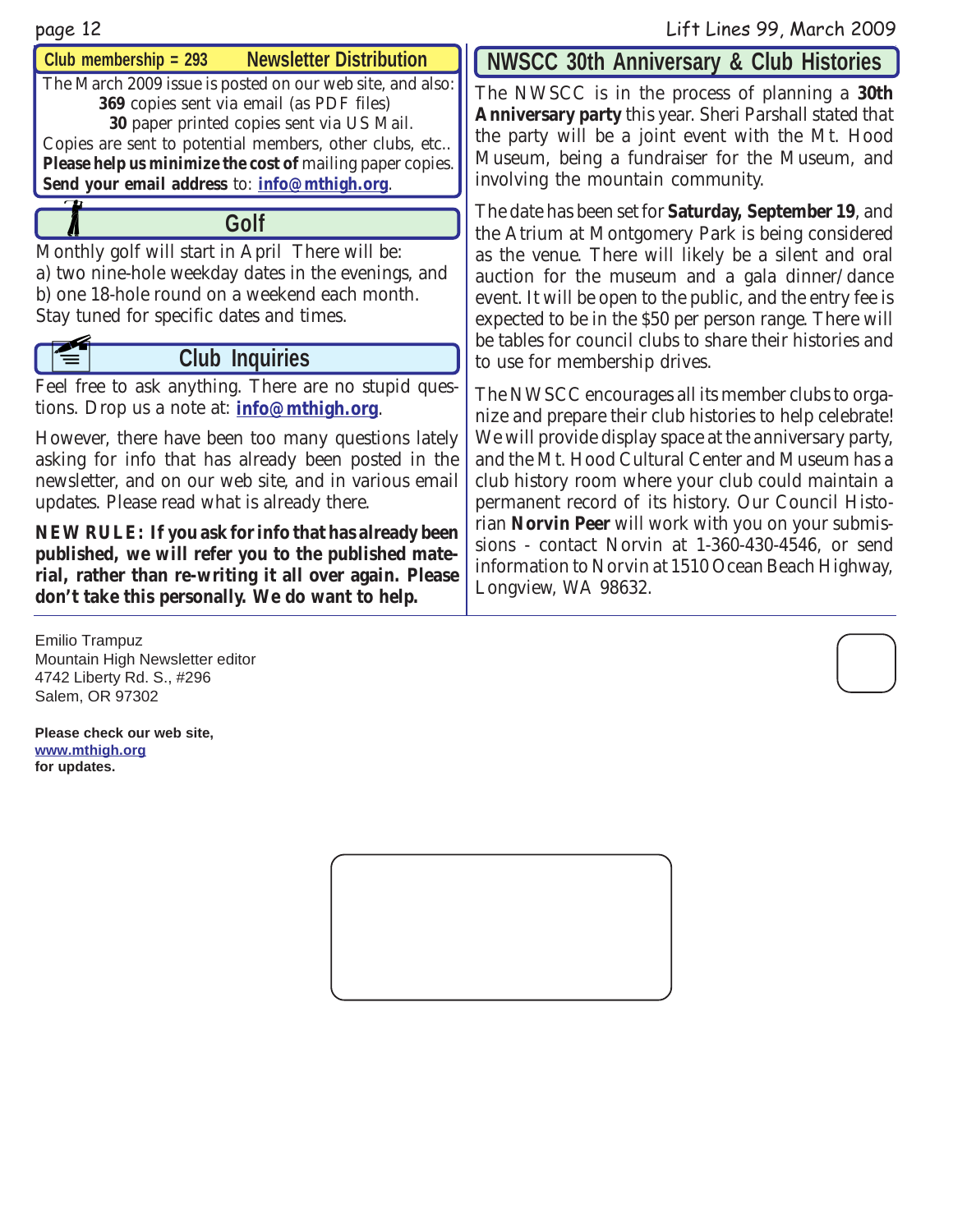**Club membership = 293** **Newsletter Distribution**

The March 2009 issue is posted on our web site, and also:
**369** copies sent via email (as PDF files)
**30** paper printed copies sent via US Mail.
Copies are sent to potential members, other clubs, etc..
**Please help us minimize the cost of** mailing paper copies.
**Send your email address** to: **info@mthigh.org**.

## Golf

Monthly golf will start in April There will be:
a) two nine-hole weekday dates in the evenings, and
b) one 18-hole round on a weekend each month.
Stay tuned for specific dates and times.

## Club Inquiries

Feel free to ask anything. There are no stupid questions. Drop us a note at: **info@mthigh.org**.

However, there have been too many questions lately asking for info that has already been posted in the newsletter, and on our web site, and in various email updates. Please read what is already there.

**NEW RULE: If you ask for info that has already been published, we will refer you to the published material, rather than re-writing it all over again. Please don't take this personally. We do want to help.**

## NWSCC 30th Anniversary & Club Histories

The NWSCC is in the process of planning a **30th Anniversary party** this year. Sheri Parshall stated that the party will be a joint event with the Mt. Hood Museum, being a fundraiser for the Museum, and involving the mountain community.

The date has been set for **Saturday, September 19**, and the Atrium at Montgomery Park is being considered as the venue. There will likely be a silent and oral auction for the museum and a gala dinner/dance event. It will be open to the public, and the entry fee is expected to be in the $50 per person range. There will be tables for council clubs to share their histories and to use for membership drives.

The NWSCC encourages all its member clubs to organize and prepare their club histories to help celebrate! We will provide display space at the anniversary party, and the Mt. Hood Cultural Center and Museum has a club history room where your club could maintain a permanent record of its history. Our Council Historian **Norvin Peer** will work with you on your submissions - contact Norvin at 1-360-430-4546, or send information to Norvin at 1510 Ocean Beach Highway, Longview, WA 98632.

Emilio Trampuz
Mountain High Newsletter editor
4742 Liberty Rd. S., #296
Salem, OR 97302

**Please check our web site,**
**www.mthigh.org**
**for updates.**